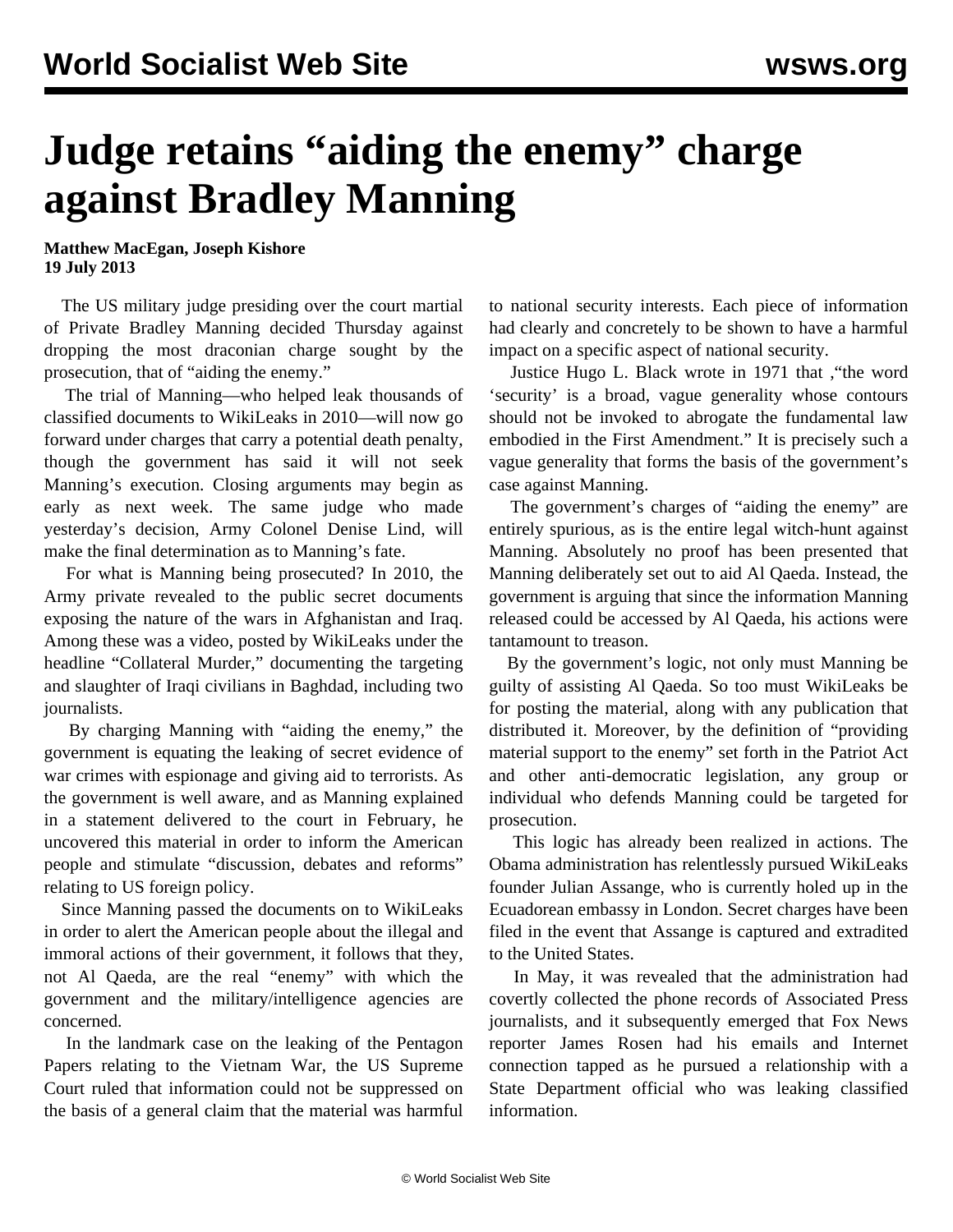# Judge retains "aiding the enemy" charge against Bradley Manning

**Matthew MacEgan, Joseph Kishore**
**19 July 2013**

The US military judge presiding over the court martial of Private Bradley Manning decided Thursday against dropping the most draconian charge sought by the prosecution, that of "aiding the enemy."

The trial of Manning—who helped leak thousands of classified documents to WikiLeaks in 2010—will now go forward under charges that carry a potential death penalty, though the government has said it will not seek Manning's execution. Closing arguments may begin as early as next week. The same judge who made yesterday's decision, Army Colonel Denise Lind, will make the final determination as to Manning's fate.

For what is Manning being prosecuted? In 2010, the Army private revealed to the public secret documents exposing the nature of the wars in Afghanistan and Iraq. Among these was a video, posted by WikiLeaks under the headline "Collateral Murder," documenting the targeting and slaughter of Iraqi civilians in Baghdad, including two journalists.

By charging Manning with "aiding the enemy," the government is equating the leaking of secret evidence of war crimes with espionage and giving aid to terrorists. As the government is well aware, and as Manning explained in a statement delivered to the court in February, he uncovered this material in order to inform the American people and stimulate "discussion, debates and reforms" relating to US foreign policy.

Since Manning passed the documents on to WikiLeaks in order to alert the American people about the illegal and immoral actions of their government, it follows that they, not Al Qaeda, are the real "enemy" with which the government and the military/intelligence agencies are concerned.

In the landmark case on the leaking of the Pentagon Papers relating to the Vietnam War, the US Supreme Court ruled that information could not be suppressed on the basis of a general claim that the material was harmful to national security interests. Each piece of information had clearly and concretely to be shown to have a harmful impact on a specific aspect of national security.

Justice Hugo L. Black wrote in 1971 that ,"the word 'security' is a broad, vague generality whose contours should not be invoked to abrogate the fundamental law embodied in the First Amendment." It is precisely such a vague generality that forms the basis of the government's case against Manning.

The government's charges of "aiding the enemy" are entirely spurious, as is the entire legal witch-hunt against Manning. Absolutely no proof has been presented that Manning deliberately set out to aid Al Qaeda. Instead, the government is arguing that since the information Manning released could be accessed by Al Qaeda, his actions were tantamount to treason.

By the government's logic, not only must Manning be guilty of assisting Al Qaeda. So too must WikiLeaks be for posting the material, along with any publication that distributed it. Moreover, by the definition of "providing material support to the enemy" set forth in the Patriot Act and other anti-democratic legislation, any group or individual who defends Manning could be targeted for prosecution.

This logic has already been realized in actions. The Obama administration has relentlessly pursued WikiLeaks founder Julian Assange, who is currently holed up in the Ecuadorean embassy in London. Secret charges have been filed in the event that Assange is captured and extradited to the United States.

In May, it was revealed that the administration had covertly collected the phone records of Associated Press journalists, and it subsequently emerged that Fox News reporter James Rosen had his emails and Internet connection tapped as he pursued a relationship with a State Department official who was leaking classified information.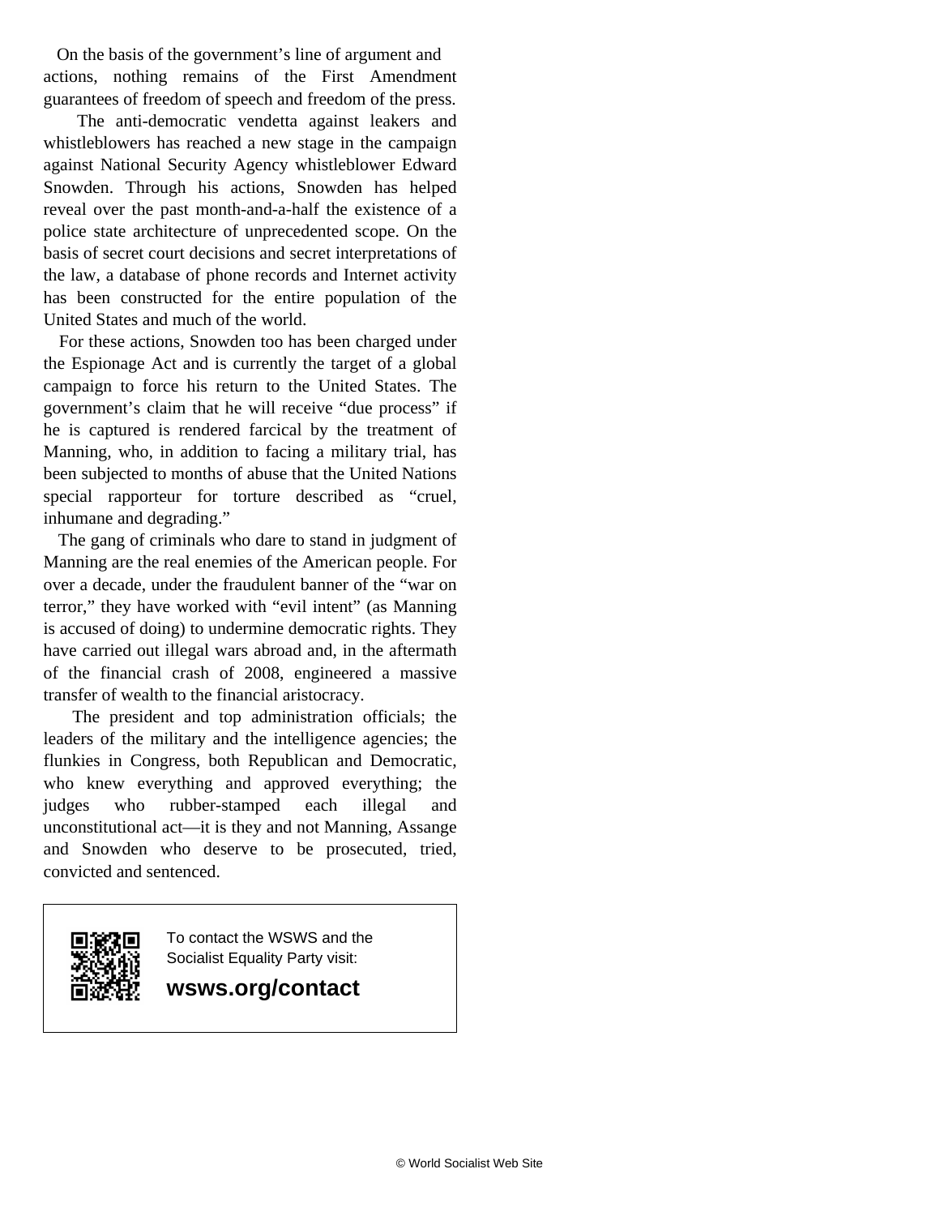On the basis of the government's line of argument and actions, nothing remains of the First Amendment guarantees of freedom of speech and freedom of the press.

The anti-democratic vendetta against leakers and whistleblowers has reached a new stage in the campaign against National Security Agency whistleblower Edward Snowden. Through his actions, Snowden has helped reveal over the past month-and-a-half the existence of a police state architecture of unprecedented scope. On the basis of secret court decisions and secret interpretations of the law, a database of phone records and Internet activity has been constructed for the entire population of the United States and much of the world.

For these actions, Snowden too has been charged under the Espionage Act and is currently the target of a global campaign to force his return to the United States. The government's claim that he will receive "due process" if he is captured is rendered farcical by the treatment of Manning, who, in addition to facing a military trial, has been subjected to months of abuse that the United Nations special rapporteur for torture described as "cruel, inhumane and degrading."

The gang of criminals who dare to stand in judgment of Manning are the real enemies of the American people. For over a decade, under the fraudulent banner of the "war on terror," they have worked with "evil intent" (as Manning is accused of doing) to undermine democratic rights. They have carried out illegal wars abroad and, in the aftermath of the financial crash of 2008, engineered a massive transfer of wealth to the financial aristocracy.

The president and top administration officials; the leaders of the military and the intelligence agencies; the flunkies in Congress, both Republican and Democratic, who knew everything and approved everything; the judges who rubber-stamped each illegal and unconstitutional act—it is they and not Manning, Assange and Snowden who deserve to be prosecuted, tried, convicted and sentenced.

To contact the WSWS and the Socialist Equality Party visit:

**wsws.org/contact**